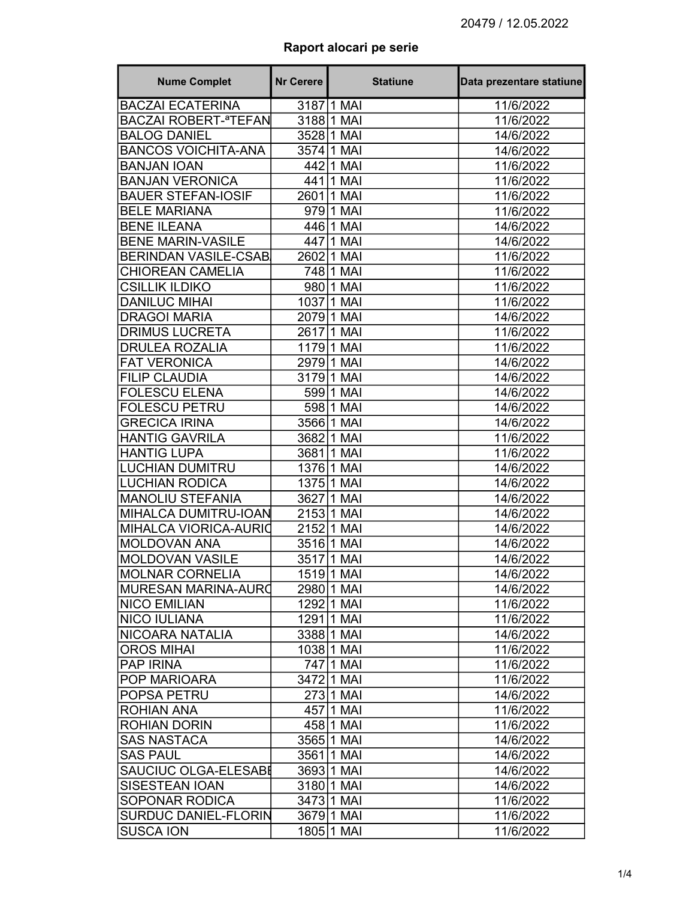20479 / 12.05.2022

## Raport alocari pe serie

| Nume Complet | Nr Cerere | Statiune | Data prezentare statiune |
|---|---|---|---|
| BACZAI ECATERINA | 3187 | 1 MAI | 11/6/2022 |
| BACZAI ROBERT-ªTEFAN | 3188 | 1 MAI | 11/6/2022 |
| BALOG DANIEL | 3528 | 1 MAI | 14/6/2022 |
| BANCOS VOICHITA-ANA | 3574 | 1 MAI | 14/6/2022 |
| BANJAN IOAN | 442 | 1 MAI | 11/6/2022 |
| BANJAN VERONICA | 441 | 1 MAI | 11/6/2022 |
| BAUER STEFAN-IOSIF | 2601 | 1 MAI | 11/6/2022 |
| BELE MARIANA | 979 | 1 MAI | 11/6/2022 |
| BENE ILEANA | 446 | 1 MAI | 14/6/2022 |
| BENE MARIN-VASILE | 447 | 1 MAI | 14/6/2022 |
| BERINDAN VASILE-CSAB | 2602 | 1 MAI | 11/6/2022 |
| CHIOREAN CAMELIA | 748 | 1 MAI | 11/6/2022 |
| CSILLIK ILDIKO | 980 | 1 MAI | 11/6/2022 |
| DANILUC MIHAI | 1037 | 1 MAI | 11/6/2022 |
| DRAGOI MARIA | 2079 | 1 MAI | 14/6/2022 |
| DRIMUS LUCRETA | 2617 | 1 MAI | 11/6/2022 |
| DRULEA ROZALIA | 1179 | 1 MAI | 11/6/2022 |
| FAT VERONICA | 2979 | 1 MAI | 14/6/2022 |
| FILIP CLAUDIA | 3179 | 1 MAI | 14/6/2022 |
| FOLESCU ELENA | 599 | 1 MAI | 14/6/2022 |
| FOLESCU PETRU | 598 | 1 MAI | 14/6/2022 |
| GRECICA IRINA | 3566 | 1 MAI | 14/6/2022 |
| HANTIG GAVRILA | 3682 | 1 MAI | 11/6/2022 |
| HANTIG LUPA | 3681 | 1 MAI | 11/6/2022 |
| LUCHIAN DUMITRU | 1376 | 1 MAI | 14/6/2022 |
| LUCHIAN RODICA | 1375 | 1 MAI | 14/6/2022 |
| MANOLIU STEFANIA | 3627 | 1 MAI | 14/6/2022 |
| MIHALCA DUMITRU-IOAN | 2153 | 1 MAI | 14/6/2022 |
| MIHALCA VIORICA-AURIC | 2152 | 1 MAI | 14/6/2022 |
| MOLDOVAN ANA | 3516 | 1 MAI | 14/6/2022 |
| MOLDOVAN VASILE | 3517 | 1 MAI | 14/6/2022 |
| MOLNAR CORNELIA | 1519 | 1 MAI | 14/6/2022 |
| MURESAN MARINA-AURC | 2980 | 1 MAI | 14/6/2022 |
| NICO EMILIAN | 1292 | 1 MAI | 11/6/2022 |
| NICO IULIANA | 1291 | 1 MAI | 11/6/2022 |
| NICOARA NATALIA | 3388 | 1 MAI | 14/6/2022 |
| OROS MIHAI | 1038 | 1 MAI | 11/6/2022 |
| PAP IRINA | 747 | 1 MAI | 11/6/2022 |
| POP MARIOARA | 3472 | 1 MAI | 11/6/2022 |
| POPSA PETRU | 273 | 1 MAI | 14/6/2022 |
| ROHIAN ANA | 457 | 1 MAI | 11/6/2022 |
| ROHIAN DORIN | 458 | 1 MAI | 11/6/2022 |
| SAS NASTACA | 3565 | 1 MAI | 14/6/2022 |
| SAS PAUL | 3561 | 1 MAI | 14/6/2022 |
| SAUCIUC OLGA-ELESABE | 3693 | 1 MAI | 14/6/2022 |
| SISESTEAN IOAN | 3180 | 1 MAI | 14/6/2022 |
| SOPONAR RODICA | 3473 | 1 MAI | 11/6/2022 |
| SURDUC DANIEL-FLORIN | 3679 | 1 MAI | 11/6/2022 |
| SUSCA ION | 1805 | 1 MAI | 11/6/2022 |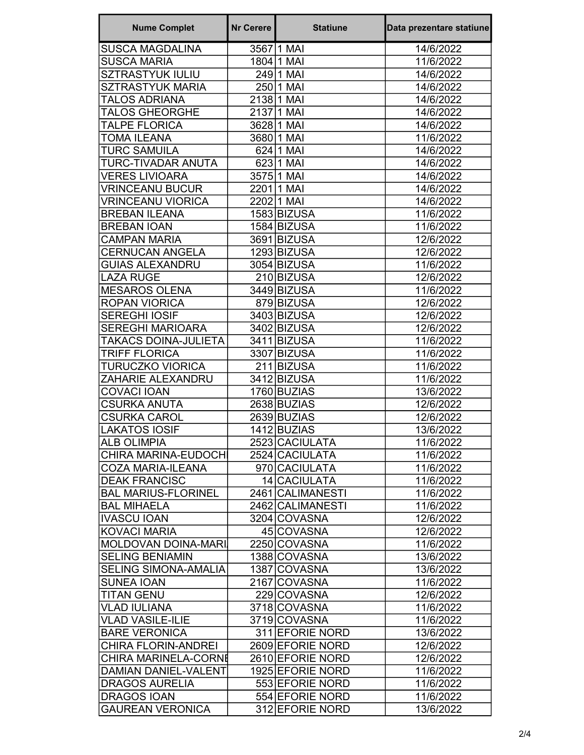| Nume Complet | Nr Cerere | Statiune | Data prezentare statiune |
|---|---|---|---|
| SUSCA MAGDALINA | 3567 | 1 MAI | 14/6/2022 |
| SUSCA MARIA | 1804 | 1 MAI | 11/6/2022 |
| SZTRASTYUK IULIU | 249 | 1 MAI | 14/6/2022 |
| SZTRASTYUK MARIA | 250 | 1 MAI | 14/6/2022 |
| TALOS ADRIANA | 2138 | 1 MAI | 14/6/2022 |
| TALOS GHEORGHE | 2137 | 1 MAI | 14/6/2022 |
| TALPE FLORICA | 3628 | 1 MAI | 14/6/2022 |
| TOMA ILEANA | 3680 | 1 MAI | 11/6/2022 |
| TURC SAMUILA | 624 | 1 MAI | 14/6/2022 |
| TURC-TIVADAR ANUTA | 623 | 1 MAI | 14/6/2022 |
| VERES LIVIOARA | 3575 | 1 MAI | 14/6/2022 |
| VRINCEANU BUCUR | 2201 | 1 MAI | 14/6/2022 |
| VRINCEANU VIORICA | 2202 | 1 MAI | 14/6/2022 |
| BREBAN ILEANA | 1583 | BIZUSA | 11/6/2022 |
| BREBAN IOAN | 1584 | BIZUSA | 11/6/2022 |
| CAMPAN MARIA | 3691 | BIZUSA | 12/6/2022 |
| CERNUCAN ANGELA | 1293 | BIZUSA | 12/6/2022 |
| GUIAS ALEXANDRU | 3054 | BIZUSA | 11/6/2022 |
| LAZA RUGE | 210 | BIZUSA | 12/6/2022 |
| MESAROS OLENA | 3449 | BIZUSA | 11/6/2022 |
| ROPAN VIORICA | 879 | BIZUSA | 12/6/2022 |
| SEREGHI IOSIF | 3403 | BIZUSA | 12/6/2022 |
| SEREGHI MARIOARA | 3402 | BIZUSA | 12/6/2022 |
| TAKACS DOINA-JULIETA | 3411 | BIZUSA | 11/6/2022 |
| TRIFF FLORICA | 3307 | BIZUSA | 11/6/2022 |
| TURUCZKO VIORICA | 211 | BIZUSA | 11/6/2022 |
| ZAHARIE ALEXANDRU | 3412 | BIZUSA | 11/6/2022 |
| COVACI IOAN | 1760 | BUZIAS | 13/6/2022 |
| CSURKA ANUTA | 2638 | BUZIAS | 12/6/2022 |
| CSURKA CAROL | 2639 | BUZIAS | 12/6/2022 |
| LAKATOS IOSIF | 1412 | BUZIAS | 13/6/2022 |
| ALB OLIMPIA | 2523 | CACIULATA | 11/6/2022 |
| CHIRA MARINA-EUDOCHI | 2524 | CACIULATA | 11/6/2022 |
| COZA MARIA-ILEANA | 970 | CACIULATA | 11/6/2022 |
| DEAK FRANCISC | 14 | CACIULATA | 11/6/2022 |
| BAL MARIUS-FLORINEL | 2461 | CALIMANESTI | 11/6/2022 |
| BAL MIHAELA | 2462 | CALIMANESTI | 11/6/2022 |
| IVASCU IOAN | 3204 | COVASNA | 12/6/2022 |
| KOVACI MARIA | 45 | COVASNA | 12/6/2022 |
| MOLDOVAN DOINA-MARI | 2250 | COVASNA | 11/6/2022 |
| SELING BENIAMIN | 1388 | COVASNA | 13/6/2022 |
| SELING SIMONA-AMALIA | 1387 | COVASNA | 13/6/2022 |
| SUNEA IOAN | 2167 | COVASNA | 11/6/2022 |
| TITAN GENU | 229 | COVASNA | 12/6/2022 |
| VLAD IULIANA | 3718 | COVASNA | 11/6/2022 |
| VLAD VASILE-ILIE | 3719 | COVASNA | 11/6/2022 |
| BARE VERONICA | 311 | EFORIE NORD | 13/6/2022 |
| CHIRA FLORIN-ANDREI | 2609 | EFORIE NORD | 12/6/2022 |
| CHIRA MARINELA-CORNE | 2610 | EFORIE NORD | 12/6/2022 |
| DAMIAN DANIEL-VALENT | 1925 | EFORIE NORD | 11/6/2022 |
| DRAGOS AURELIA | 553 | EFORIE NORD | 11/6/2022 |
| DRAGOS IOAN | 554 | EFORIE NORD | 11/6/2022 |
| GAUREAN VERONICA | 312 | EFORIE NORD | 13/6/2022 |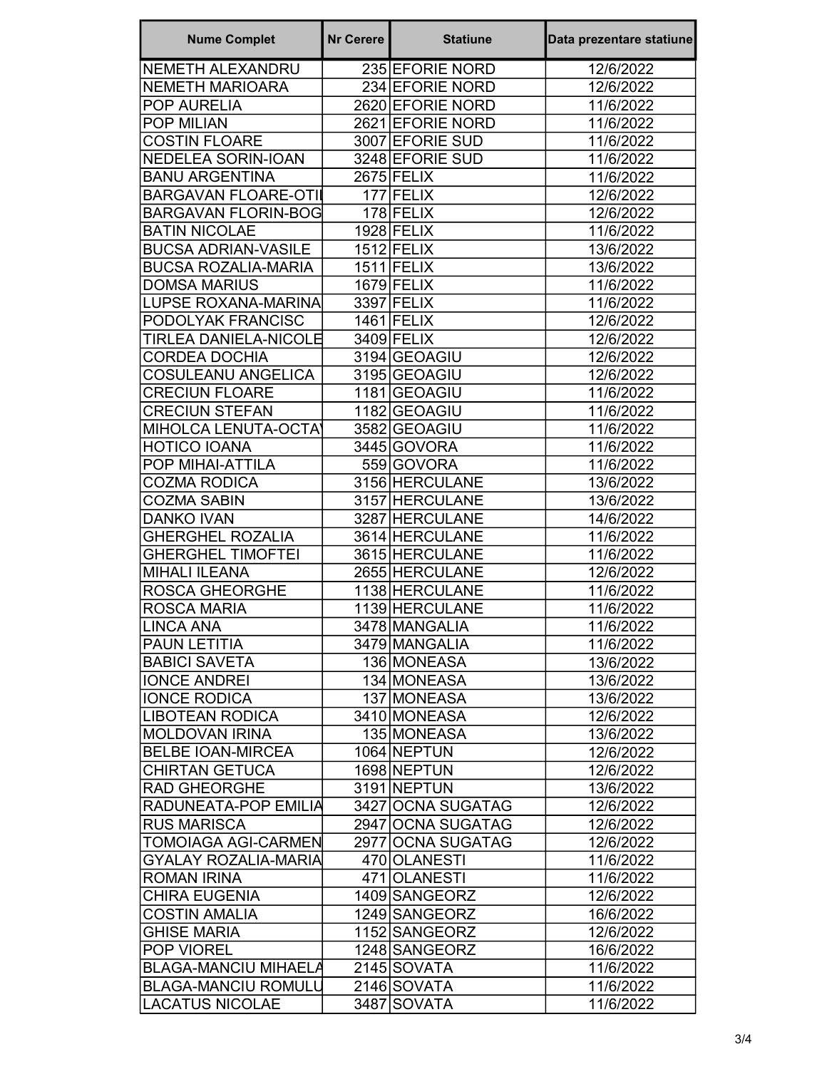| Nume Complet | Nr Cerere | Statiune | Data prezentare statiune |
| --- | --- | --- | --- |
| NEMETH ALEXANDRU | 235 | EFORIE NORD | 12/6/2022 |
| NEMETH MARIOARA | 234 | EFORIE NORD | 12/6/2022 |
| POP AURELIA | 2620 | EFORIE NORD | 11/6/2022 |
| POP MILIAN | 2621 | EFORIE NORD | 11/6/2022 |
| COSTIN FLOARE | 3007 | EFORIE SUD | 11/6/2022 |
| NEDELEA SORIN-IOAN | 3248 | EFORIE SUD | 11/6/2022 |
| BANU ARGENTINA | 2675 | FELIX | 11/6/2022 |
| BARGAVAN FLOARE-OTI | 177 | FELIX | 12/6/2022 |
| BARGAVAN FLORIN-BOG | 178 | FELIX | 12/6/2022 |
| BATIN NICOLAE | 1928 | FELIX | 11/6/2022 |
| BUCSA ADRIAN-VASILE | 1512 | FELIX | 13/6/2022 |
| BUCSA ROZALIA-MARIA | 1511 | FELIX | 13/6/2022 |
| DOMSA MARIUS | 1679 | FELIX | 11/6/2022 |
| LUPSE ROXANA-MARINA | 3397 | FELIX | 11/6/2022 |
| PODOLYAK FRANCISC | 1461 | FELIX | 12/6/2022 |
| TIRLEA DANIELA-NICOLE | 3409 | FELIX | 12/6/2022 |
| CORDEA DOCHIA | 3194 | GEOAGIU | 12/6/2022 |
| COSULEANU ANGELICA | 3195 | GEOAGIU | 12/6/2022 |
| CRECIUN FLOARE | 1181 | GEOAGIU | 11/6/2022 |
| CRECIUN STEFAN | 1182 | GEOAGIU | 11/6/2022 |
| MIHOLCA LENUTA-OCTAV | 3582 | GEOAGIU | 11/6/2022 |
| HOTICO IOANA | 3445 | GOVORA | 11/6/2022 |
| POP MIHAI-ATTILA | 559 | GOVORA | 11/6/2022 |
| COZMA RODICA | 3156 | HERCULANE | 13/6/2022 |
| COZMA SABIN | 3157 | HERCULANE | 13/6/2022 |
| DANKO IVAN | 3287 | HERCULANE | 14/6/2022 |
| GHERGHEL ROZALIA | 3614 | HERCULANE | 11/6/2022 |
| GHERGHEL TIMOFTEI | 3615 | HERCULANE | 11/6/2022 |
| MIHALI ILEANA | 2655 | HERCULANE | 12/6/2022 |
| ROSCA GHEORGHE | 1138 | HERCULANE | 11/6/2022 |
| ROSCA MARIA | 1139 | HERCULANE | 11/6/2022 |
| LINCA ANA | 3478 | MANGALIA | 11/6/2022 |
| PAUN LETITIA | 3479 | MANGALIA | 11/6/2022 |
| BABICI SAVETA | 136 | MONEASA | 13/6/2022 |
| IONCE ANDREI | 134 | MONEASA | 13/6/2022 |
| IONCE RODICA | 137 | MONEASA | 13/6/2022 |
| LIBOTEAN RODICA | 3410 | MONEASA | 12/6/2022 |
| MOLDOVAN IRINA | 135 | MONEASA | 13/6/2022 |
| BELBE IOAN-MIRCEA | 1064 | NEPTUN | 12/6/2022 |
| CHIRTAN GETUCA | 1698 | NEPTUN | 12/6/2022 |
| RAD GHEORGHE | 3191 | NEPTUN | 13/6/2022 |
| RADUNEATA-POP EMILIA | 3427 | OCNA SUGATAG | 12/6/2022 |
| RUS MARISCA | 2947 | OCNA SUGATAG | 12/6/2022 |
| TOMOIAGA AGI-CARMEN | 2977 | OCNA SUGATAG | 12/6/2022 |
| GYALAY ROZALIA-MARIA | 470 | OLANESTI | 11/6/2022 |
| ROMAN IRINA | 471 | OLANESTI | 11/6/2022 |
| CHIRA EUGENIA | 1409 | SANGEORZ | 12/6/2022 |
| COSTIN AMALIA | 1249 | SANGEORZ | 16/6/2022 |
| GHISE MARIA | 1152 | SANGEORZ | 12/6/2022 |
| POP VIOREL | 1248 | SANGEORZ | 16/6/2022 |
| BLAGA-MANCIU MIHAELA | 2145 | SOVATA | 11/6/2022 |
| BLAGA-MANCIU ROMULU | 2146 | SOVATA | 11/6/2022 |
| LACATUS NICOLAE | 3487 | SOVATA | 11/6/2022 |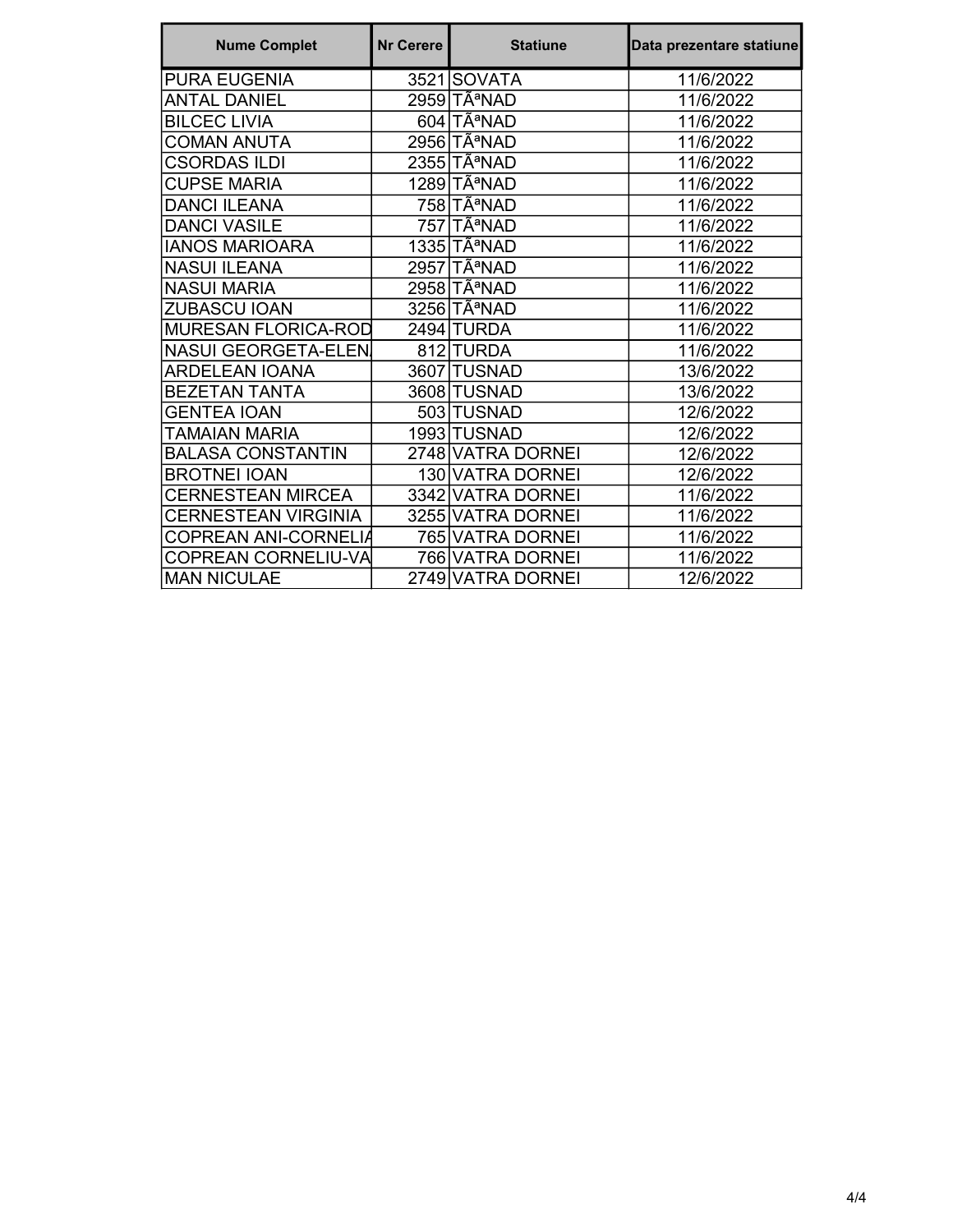| Nume Complet | Nr Cerere | Statiune | Data prezentare statiune |
|---|---|---|---|
| PURA EUGENIA | 3521 | SOVATA | 11/6/2022 |
| ANTAL DANIEL | 2959 | TÃªNAD | 11/6/2022 |
| BILCEC LIVIA | 604 | TÃªNAD | 11/6/2022 |
| COMAN ANUTA | 2956 | TÃªNAD | 11/6/2022 |
| CSORDAS ILDI | 2355 | TÃªNAD | 11/6/2022 |
| CUPSE MARIA | 1289 | TÃªNAD | 11/6/2022 |
| DANCI ILEANA | 758 | TÃªNAD | 11/6/2022 |
| DANCI VASILE | 757 | TÃªNAD | 11/6/2022 |
| IANOS MARIOARA | 1335 | TÃªNAD | 11/6/2022 |
| NASUI ILEANA | 2957 | TÃªNAD | 11/6/2022 |
| NASUI MARIA | 2958 | TÃªNAD | 11/6/2022 |
| ZUBASCU IOAN | 3256 | TÃªNAD | 11/6/2022 |
| MURESAN FLORICA-ROD | 2494 | TURDA | 11/6/2022 |
| NASUI GEORGETA-ELEN | 812 | TURDA | 11/6/2022 |
| ARDELEAN IOANA | 3607 | TUSNAD | 13/6/2022 |
| BEZETAN TANTA | 3608 | TUSNAD | 13/6/2022 |
| GENTEA IOAN | 503 | TUSNAD | 12/6/2022 |
| TAMAIAN MARIA | 1993 | TUSNAD | 12/6/2022 |
| BALASA CONSTANTIN | 2748 | VATRA DORNEI | 12/6/2022 |
| BROTNEI IOAN | 130 | VATRA DORNEI | 12/6/2022 |
| CERNESTEAN MIRCEA | 3342 | VATRA DORNEI | 11/6/2022 |
| CERNESTEAN VIRGINIA | 3255 | VATRA DORNEI | 11/6/2022 |
| COPREAN ANI-CORNELIA | 765 | VATRA DORNEI | 11/6/2022 |
| COPREAN CORNELIU-VA | 766 | VATRA DORNEI | 11/6/2022 |
| MAN NICULAE | 2749 | VATRA DORNEI | 12/6/2022 |